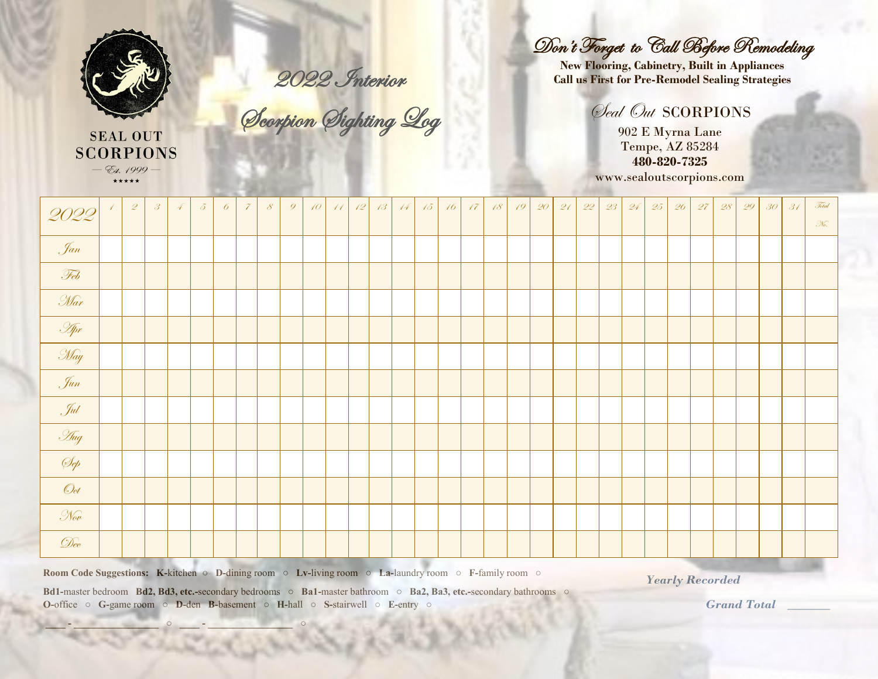SEAL OUT SCORPIONS

— Est. 1999 —

★★★★★

# 2022 Interior Scorpion Sighting Log

## Don't Forget to Call Before Remodeling

**New Flooring, Cabinetry, Built in Appliances**
**Call us First for Pre-Remodel Sealing Strategies**

*Seal Out* SCORPIONS

902 E Myrna Lane
Tempe, AZ 85284
**480-820-7325**
www.sealoutscorpions.com

| 2022 | 1 | 2 | 3 | 4 | 5 | 6 | 7 | 8 | 9 | 10 | 11 | 12 | 13 | 14 | 15 | 16 | 17 | 18 | 19 | 20 | 21 | 22 | 23 | 24 | 25 | 26 | 27 | 28 | 29 | 30 | 31 | Total No. |
|---|---|---|---|---|---|---|---|---|---|---|---|---|---|---|---|---|---|---|---|---|---|---|---|---|---|---|---|---|---|---|---|---|
| Jan | | | | | | | | | | | | | | | | | | | | | | | | | | | | | | | | |
| Feb | | | | | | | | | | | | | | | | | | | | | | | | | | | | | | | | |
| Mar | | | | | | | | | | | | | | | | | | | | | | | | | | | | | | | | |
| Apr | | | | | | | | | | | | | | | | | | | | | | | | | | | | | | | | |
| May | | | | | | | | | | | | | | | | | | | | | | | | | | | | | | | | |
| Jun | | | | | | | | | | | | | | | | | | | | | | | | | | | | | | | | |
| Jul | | | | | | | | | | | | | | | | | | | | | | | | | | | | | | | | |
| Aug | | | | | | | | | | | | | | | | | | | | | | | | | | | | | | | | |
| Sep | | | | | | | | | | | | | | | | | | | | | | | | | | | | | | | | |
| Oct | | | | | | | | | | | | | | | | | | | | | | | | | | | | | | | | |
| Nov | | | | | | | | | | | | | | | | | | | | | | | | | | | | | | | | |
| Dec | | | | | | | | | | | | | | | | | | | | | | | | | | | | | | | | |

**Room Code Suggestions:** **K-**kitchen ○ **D-**dining room ○ **Lv-**living room ○ **La-**laundry room ○ **F-**family room ○
**Bd1-**master bedroom **Bd2, Bd3, etc.-**secondary bedrooms ○ **Ba1-**master bathroom ○ **Ba2, Ba3, etc.-**secondary bathrooms ○
**O-**office ○ **G-**game room ○ **D-**den **B-**basement ○ **H-**hall ○ **S-**stairwell ○ **E-**entry ○
____ - ______________ ○ ____ - ______________ ○

***Yearly Recorded***

***Grand Total*** ______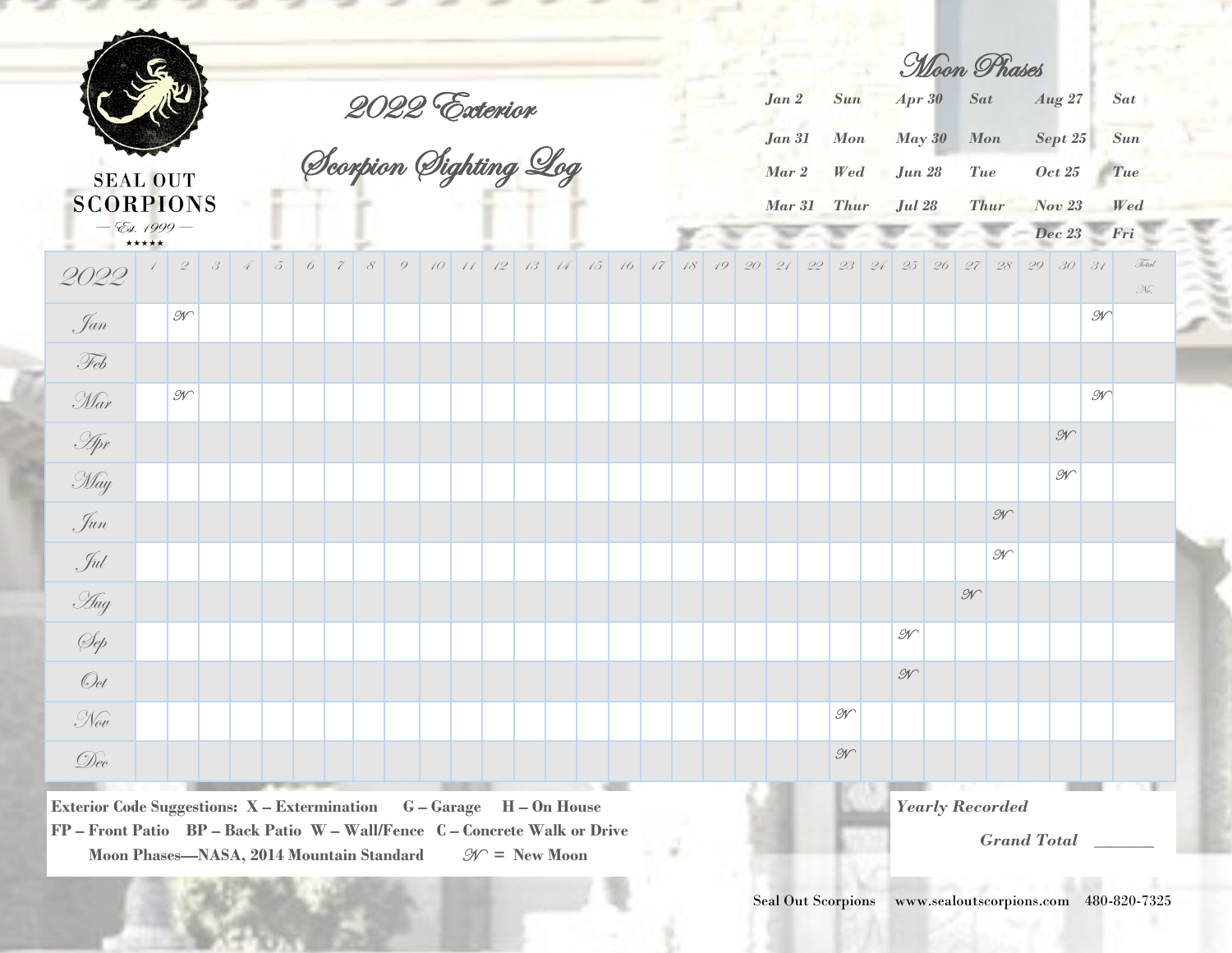# 2022 Exterior Scorpion Sighting Log

SEAL OUT SCORPIONS

— Est. 1999 —

## Moon Phases

| | | | | | |
|---|---|---|---|---|---|
| Jan 2 | Sun | Apr 30 | Sat | Aug 27 | Sat |
| Jan 31 | Mon | May 30 | Mon | Sept 25 | Sun |
| Mar 2 | Wed | Jun 28 | Tue | Oct 25 | Tue |
| Mar 31 | Thur | Jul 28 | Thur | Nov 23 | Wed |
| | | | | Dec 23 | Fri |

| 2022 | 1 | 2 | 3 | 4 | 5 | 6 | 7 | 8 | 9 | 10 | 11 | 12 | 13 | 14 | 15 | 16 | 17 | 18 | 19 | 20 | 21 | 22 | 23 | 24 | 25 | 26 | 27 | 28 | 29 | 30 | 31 | Total No. |
|---|---|---|---|---|---|---|---|---|---|---|---|---|---|---|---|---|---|---|---|---|---|---|---|---|---|---|---|---|---|---|---|---|
| Jan | | N | | | | | | | | | | | | | | | | | | | | | | | | | | | | | N | |
| Feb | | | | | | | | | | | | | | | | | | | | | | | | | | | | | | | | |
| Mar | | N | | | | | | | | | | | | | | | | | | | | | | | | | | | | | N | |
| Apr | | | | | | | | | | | | | | | | | | | | | | | | | | | | | | N | | |
| May | | | | | | | | | | | | | | | | | | | | | | | | | | | | | | N | | |
| Jun | | | | | | | | | | | | | | | | | | | | | | | | | | | | N | | | | |
| Jul | | | | | | | | | | | | | | | | | | | | | | | | | | | | N | | | | |
| Aug | | | | | | | | | | | | | | | | | | | | | | | | | | | N | | | | | |
| Sep | | | | | | | | | | | | | | | | | | | | | | | | | N | | | | | | | |
| Oct | | | | | | | | | | | | | | | | | | | | | | | | | N | | | | | | | |
| Nov | | | | | | | | | | | | | | | | | | | | | | | N | | | | | | | | | |
| Dec | | | | | | | | | | | | | | | | | | | | | | | N | | | | | | | | | |

**Exterior Code Suggestions: X – Extermination G – Garage H – On House**
**FP – Front Patio BP – Back Patio W – Wall/Fence C – Concrete Walk or Drive**
**Moon Phases—NASA, 2014 Mountain Standard N = New Moon**

*Yearly Recorded*

*Grand Total* _______

Seal Out Scorpions www.sealoutscorpions.com 480-820-7325